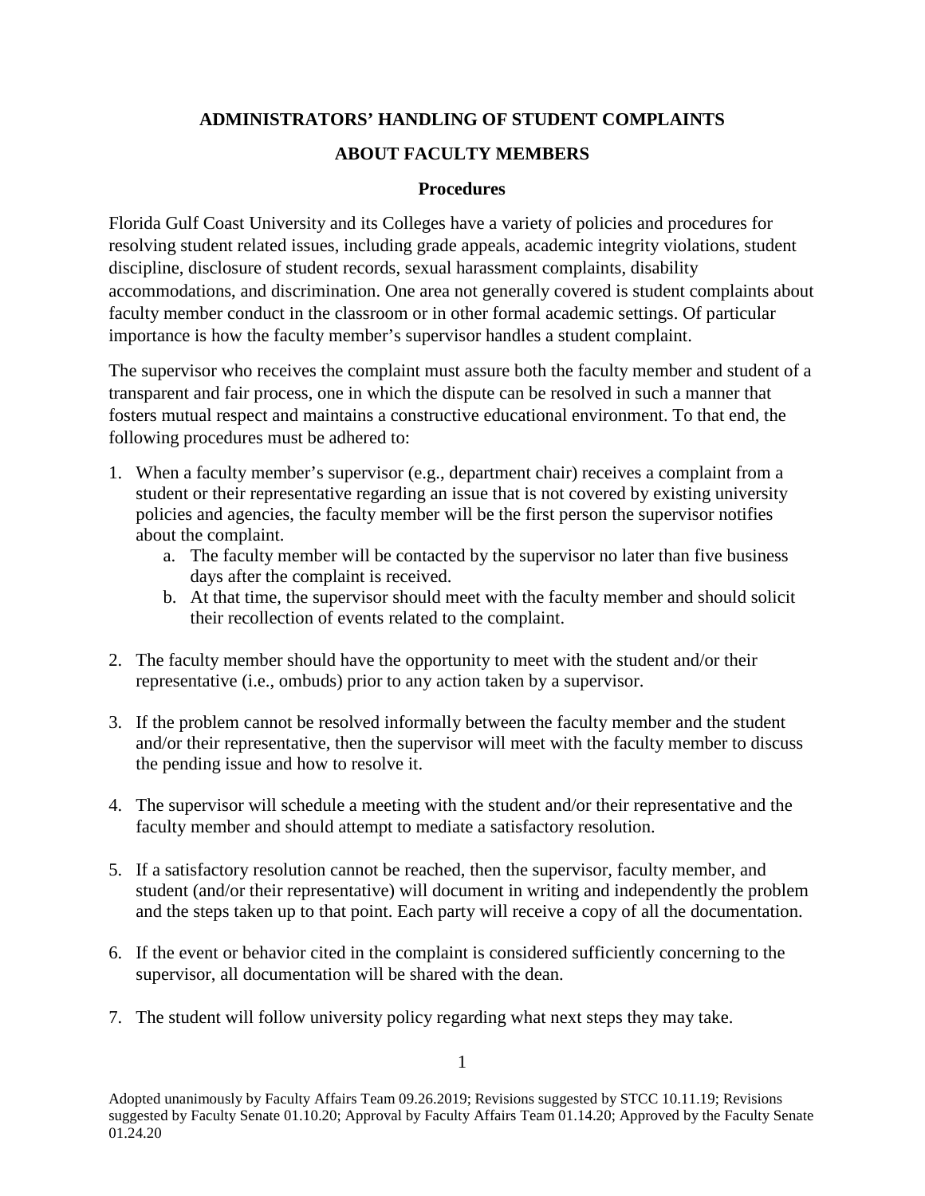# ADMINISTRATORS' HANDLING OF STUDENT COMPLAINTS

# ABOUT FACULTY MEMBERS

## Procedures

Florida Gulf Coast University and its Colleges have a variety of policies and procedures for resolving student related issues, including grade appeals, academic integrity violations, student discipline, disclosure of student records, sexual harassment complaints, disability accommodations, and discrimination. One area not generally covered is student complaints about faculty member conduct in the classroom or in other formal academic settings. Of particular importance is how the faculty member's supervisor handles a student complaint.

The supervisor who receives the complaint must assure both the faculty member and student of a transparent and fair process, one in which the dispute can be resolved in such a manner that fosters mutual respect and maintains a constructive educational environment. To that end, the following procedures must be adhered to:

1. When a faculty member's supervisor (e.g., department chair) receives a complaint from a student or their representative regarding an issue that is not covered by existing university policies and agencies, the faculty member will be the first person the supervisor notifies about the complaint.
    a. The faculty member will be contacted by the supervisor no later than five business days after the complaint is received.
    b. At that time, the supervisor should meet with the faculty member and should solicit their recollection of events related to the complaint.

2. The faculty member should have the opportunity to meet with the student and/or their representative (i.e., ombuds) prior to any action taken by a supervisor.

3. If the problem cannot be resolved informally between the faculty member and the student and/or their representative, then the supervisor will meet with the faculty member to discuss the pending issue and how to resolve it.

4. The supervisor will schedule a meeting with the student and/or their representative and the faculty member and should attempt to mediate a satisfactory resolution.

5. If a satisfactory resolution cannot be reached, then the supervisor, faculty member, and student (and/or their representative) will document in writing and independently the problem and the steps taken up to that point. Each party will receive a copy of all the documentation.

6. If the event or behavior cited in the complaint is considered sufficiently concerning to the supervisor, all documentation will be shared with the dean.

7. The student will follow university policy regarding what next steps they may take.

Adopted unanimously by Faculty Affairs Team 09.26.2019; Revisions suggested by STCC 10.11.19; Revisions suggested by Faculty Senate 01.10.20; Approval by Faculty Affairs Team 01.14.20; Approved by the Faculty Senate 01.24.20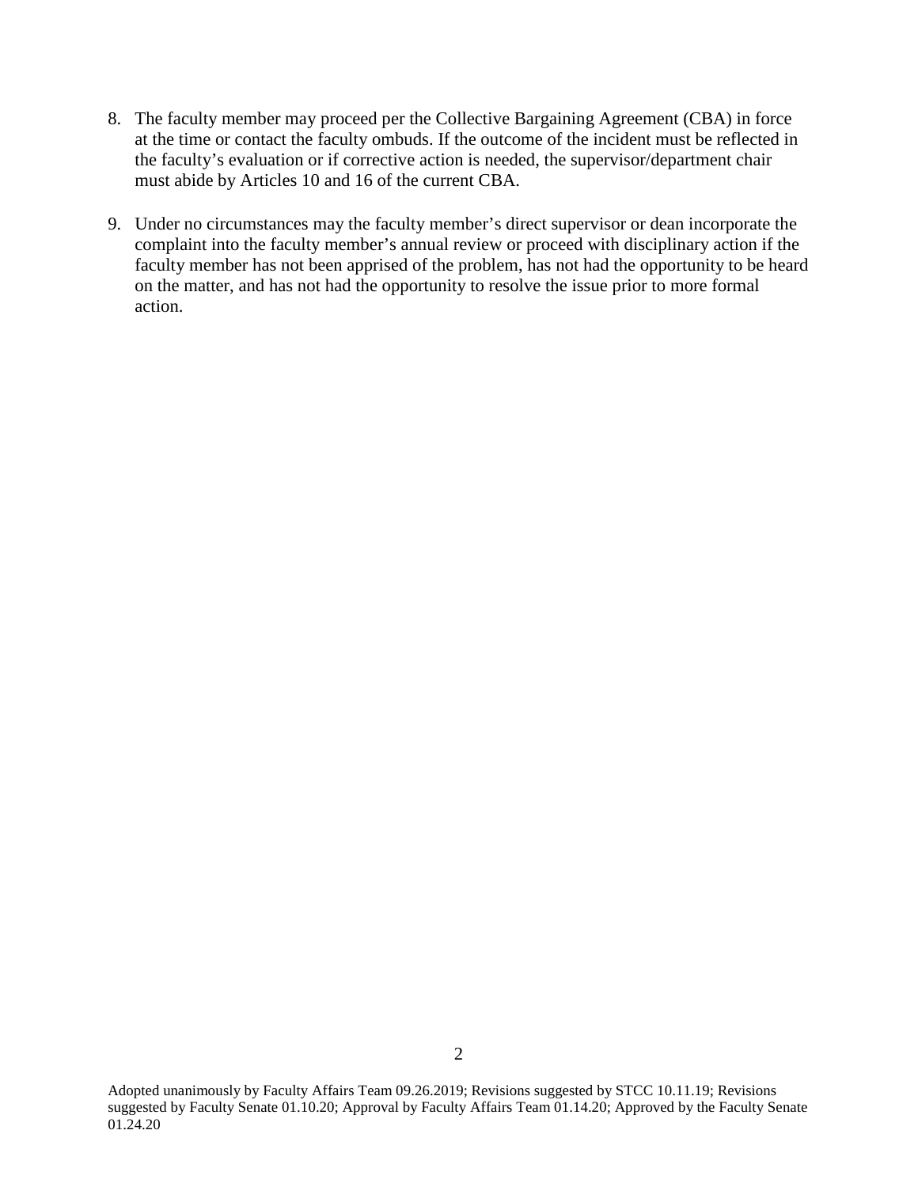8. The faculty member may proceed per the Collective Bargaining Agreement (CBA) in force at the time or contact the faculty ombuds. If the outcome of the incident must be reflected in the faculty's evaluation or if corrective action is needed, the supervisor/department chair must abide by Articles 10 and 16 of the current CBA.

9. Under no circumstances may the faculty member's direct supervisor or dean incorporate the complaint into the faculty member's annual review or proceed with disciplinary action if the faculty member has not been apprised of the problem, has not had the opportunity to be heard on the matter, and has not had the opportunity to resolve the issue prior to more formal action.